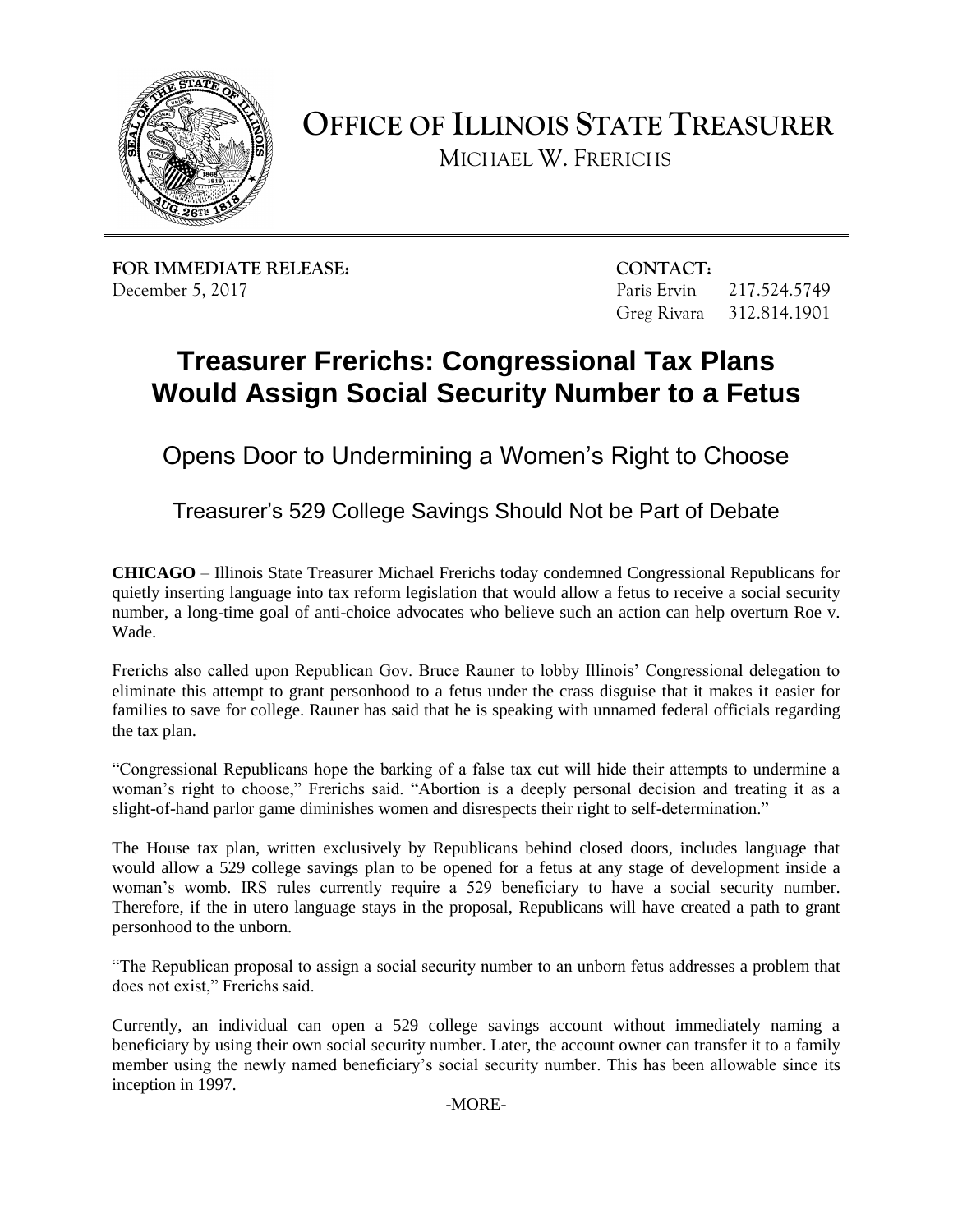# OFFICE OF ILLINOIS STATE TREASURER

MICHAEL W. FRERICHS

**FOR IMMEDIATE RELEASE:**
December 5, 2017

**CONTACT:**
Paris Ervin 217.524.5749
Greg Rivara 312.814.1901

# Treasurer Frerichs: Congressional Tax Plans Would Assign Social Security Number to a Fetus

## Opens Door to Undermining a Women's Right to Choose

### Treasurer's 529 College Savings Should Not be Part of Debate

**CHICAGO** – Illinois State Treasurer Michael Frerichs today condemned Congressional Republicans for quietly inserting language into tax reform legislation that would allow a fetus to receive a social security number, a long-time goal of anti-choice advocates who believe such an action can help overturn Roe v. Wade.

Frerichs also called upon Republican Gov. Bruce Rauner to lobby Illinois' Congressional delegation to eliminate this attempt to grant personhood to a fetus under the crass disguise that it makes it easier for families to save for college. Rauner has said that he is speaking with unnamed federal officials regarding the tax plan.

"Congressional Republicans hope the barking of a false tax cut will hide their attempts to undermine a woman's right to choose," Frerichs said. "Abortion is a deeply personal decision and treating it as a slight-of-hand parlor game diminishes women and disrespects their right to self-determination."

The House tax plan, written exclusively by Republicans behind closed doors, includes language that would allow a 529 college savings plan to be opened for a fetus at any stage of development inside a woman's womb. IRS rules currently require a 529 beneficiary to have a social security number. Therefore, if the in utero language stays in the proposal, Republicans will have created a path to grant personhood to the unborn.

"The Republican proposal to assign a social security number to an unborn fetus addresses a problem that does not exist," Frerichs said.

Currently, an individual can open a 529 college savings account without immediately naming a beneficiary by using their own social security number. Later, the account owner can transfer it to a family member using the newly named beneficiary's social security number. This has been allowable since its inception in 1997.

-MORE-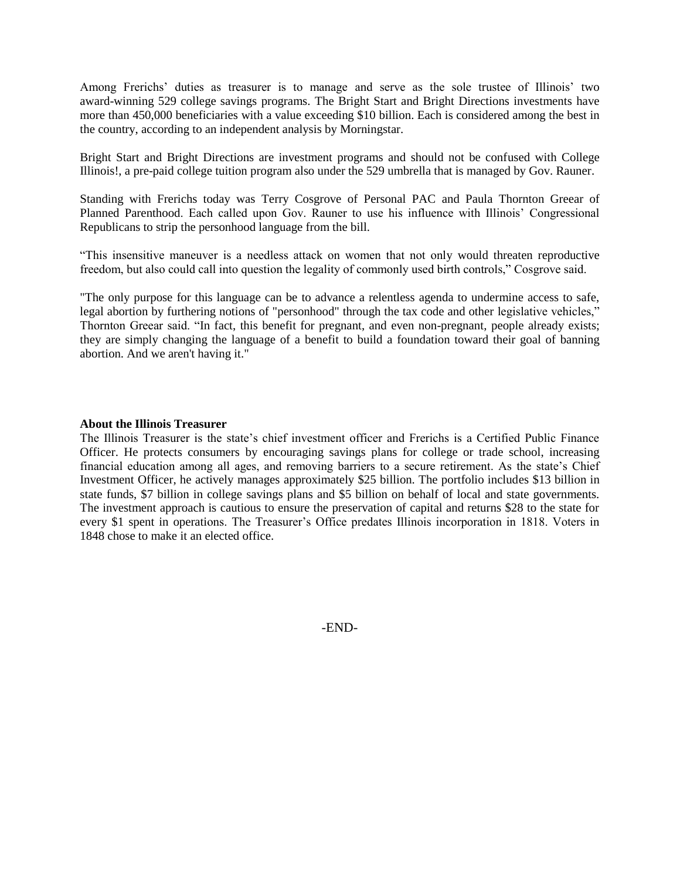Among Frerichs' duties as treasurer is to manage and serve as the sole trustee of Illinois' two award-winning 529 college savings programs. The Bright Start and Bright Directions investments have more than 450,000 beneficiaries with a value exceeding $10 billion. Each is considered among the best in the country, according to an independent analysis by Morningstar.

Bright Start and Bright Directions are investment programs and should not be confused with College Illinois!, a pre-paid college tuition program also under the 529 umbrella that is managed by Gov. Rauner.

Standing with Frerichs today was Terry Cosgrove of Personal PAC and Paula Thornton Greear of Planned Parenthood. Each called upon Gov. Rauner to use his influence with Illinois' Congressional Republicans to strip the personhood language from the bill.

"This insensitive maneuver is a needless attack on women that not only would threaten reproductive freedom, but also could call into question the legality of commonly used birth controls," Cosgrove said.

"The only purpose for this language can be to advance a relentless agenda to undermine access to safe, legal abortion by furthering notions of "personhood" through the tax code and other legislative vehicles," Thornton Greear said. "In fact, this benefit for pregnant, and even non-pregnant, people already exists; they are simply changing the language of a benefit to build a foundation toward their goal of banning abortion. And we aren't having it."

**About the Illinois Treasurer**

The Illinois Treasurer is the state's chief investment officer and Frerichs is a Certified Public Finance Officer. He protects consumers by encouraging savings plans for college or trade school, increasing financial education among all ages, and removing barriers to a secure retirement. As the state's Chief Investment Officer, he actively manages approximately $25 billion. The portfolio includes $13 billion in state funds, $7 billion in college savings plans and $5 billion on behalf of local and state governments. The investment approach is cautious to ensure the preservation of capital and returns $28 to the state for every $1 spent in operations. The Treasurer's Office predates Illinois incorporation in 1818. Voters in 1848 chose to make it an elected office.

-END-